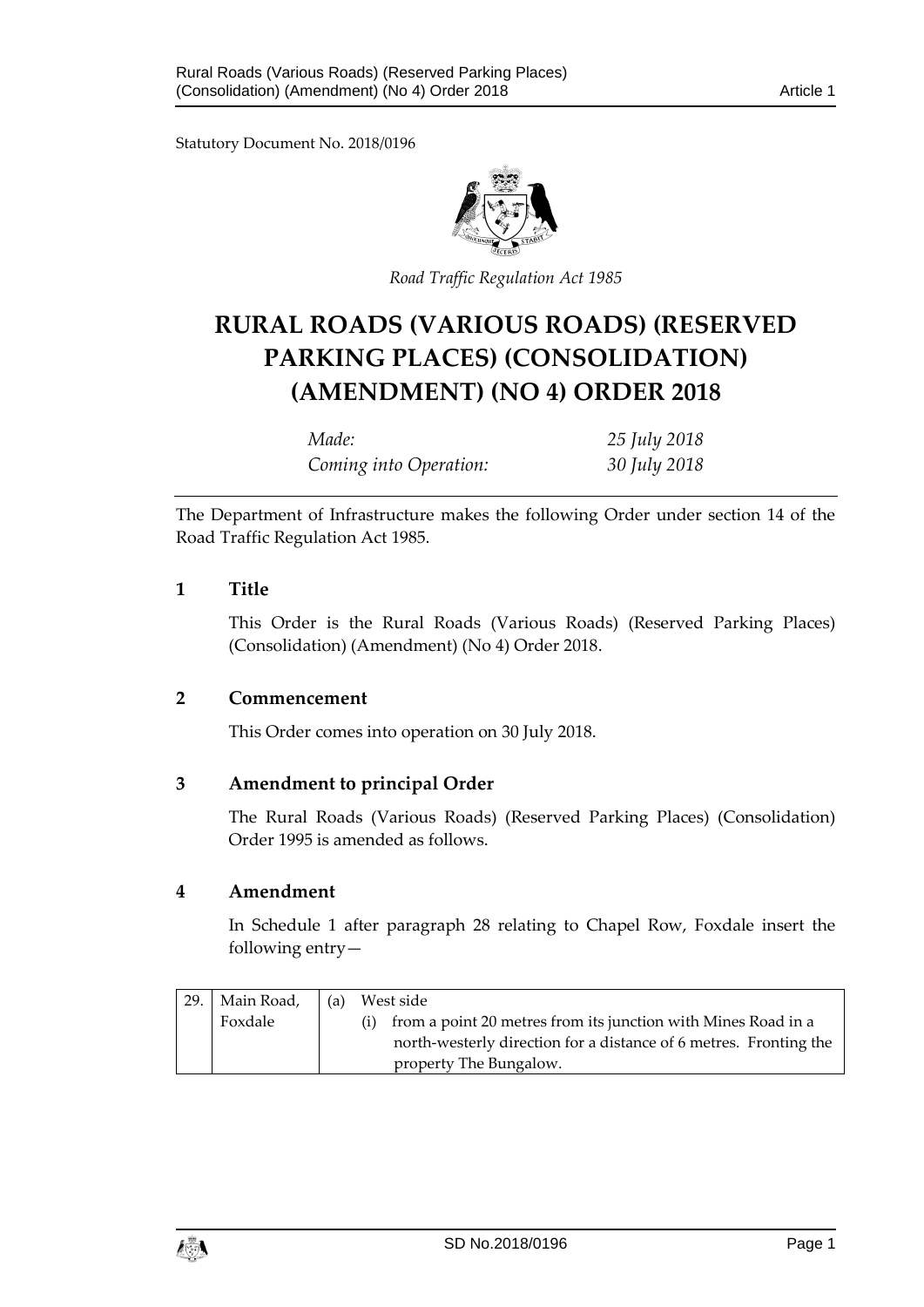Statutory Document No. 2018/0196

*Road Traffic Regulation Act 1985*

# RURAL ROADS (VARIOUS ROADS) (RESERVED PARKING PLACES) (CONSOLIDATION) (AMENDMENT) (NO 4) ORDER 2018

| | |
|---|---|
| *Made:* | *25 July 2018* |
| *Coming into Operation:* | *30 July 2018* |

The Department of Infrastructure makes the following Order under section 14 of the Road Traffic Regulation Act 1985.

## 1 Title

This Order is the Rural Roads (Various Roads) (Reserved Parking Places) (Consolidation) (Amendment) (No 4) Order 2018.

## 2 Commencement

This Order comes into operation on 30 July 2018.

## 3 Amendment to principal Order

The Rural Roads (Various Roads) (Reserved Parking Places) (Consolidation) Order 1995 is amended as follows.

## 4 Amendment

In Schedule 1 after paragraph 28 relating to Chapel Row, Foxdale insert the following entry—

| | | |
|---|---|---|
| 29. | Main Road, Foxdale | (a) West side<br>(i) from a point 20 metres from its junction with Mines Road in a north-westerly direction for a distance of 6 metres. Fronting the property The Bungalow. |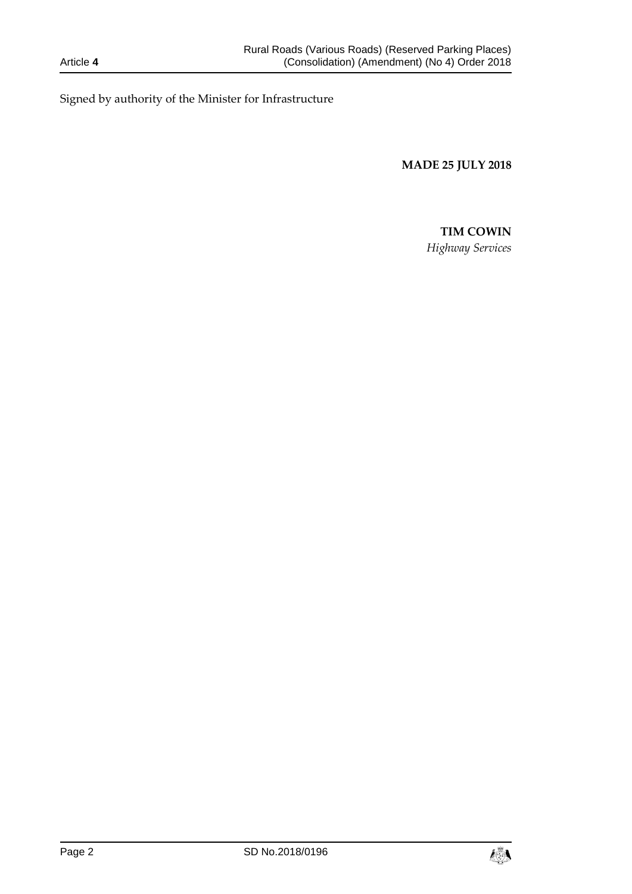Signed by authority of the Minister for Infrastructure

**MADE 25 JULY 2018**

**TIM COWIN**

*Highway Services*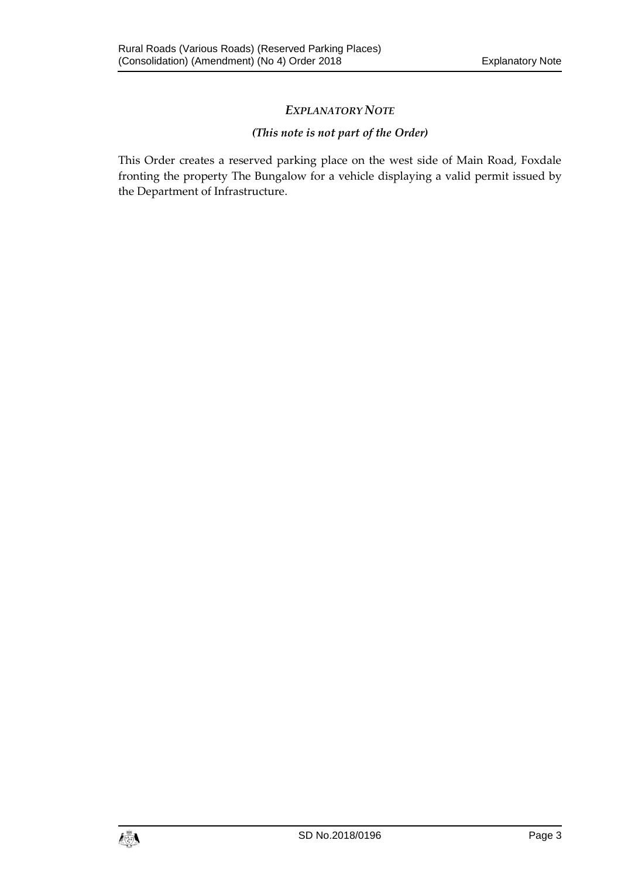## *EXPLANATORY NOTE*

***(This note is not part of the Order)***

This Order creates a reserved parking place on the west side of Main Road, Foxdale fronting the property The Bungalow for a vehicle displaying a valid permit issued by the Department of Infrastructure.